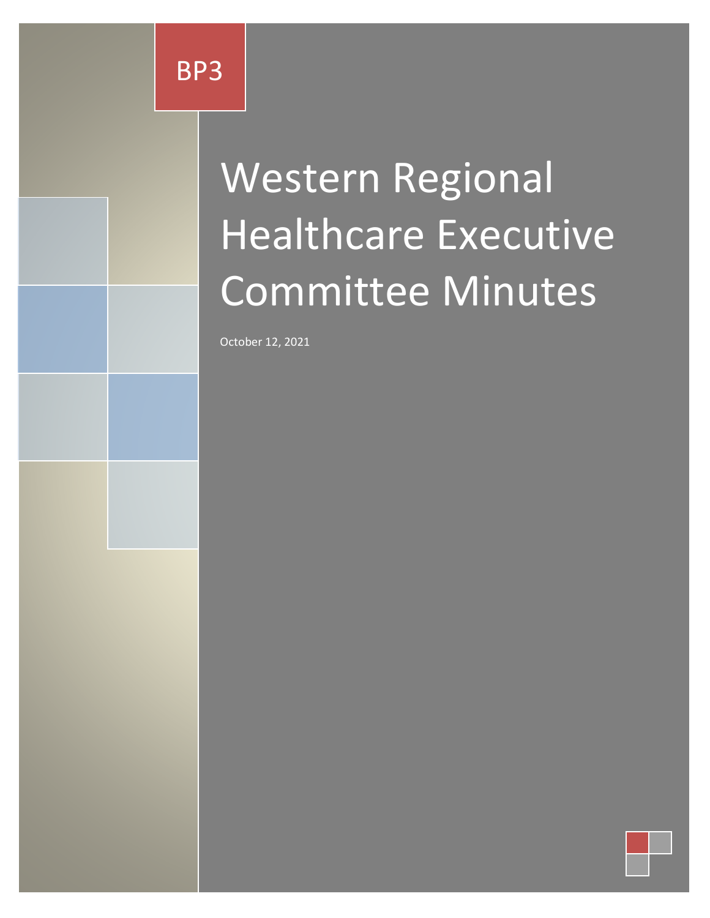BP3

# Western Regional Healthcare Executive Committee Minutes

October 12, 2021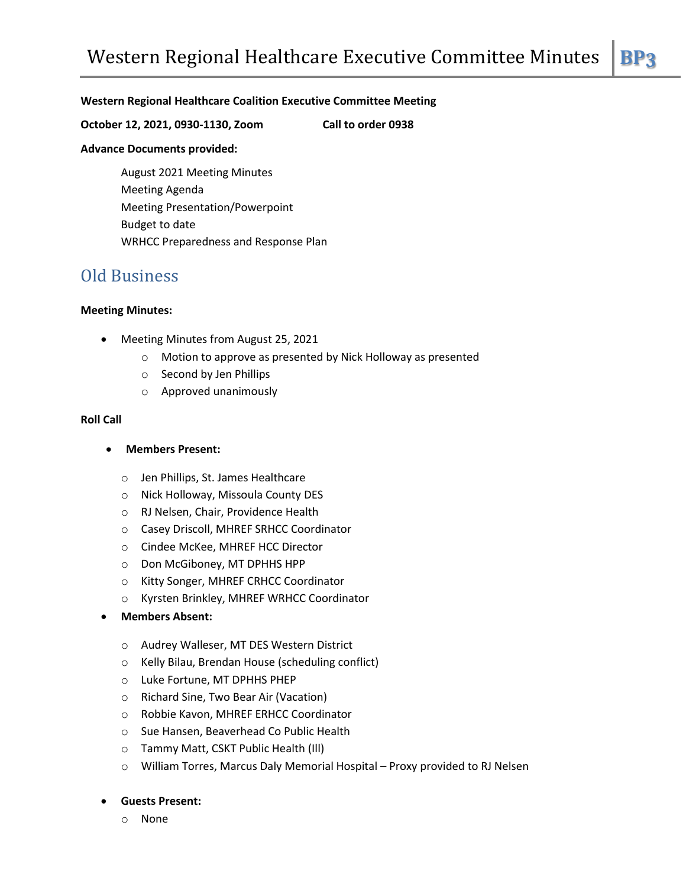**Western Regional Healthcare Coalition Executive Committee Meeting**

**October 12, 2021, 0930-1130, Zoom** **Call to order 0938**

**Advance Documents provided:**

August 2021 Meeting Minutes
Meeting Agenda
Meeting Presentation/Powerpoint
Budget to date
WRHCC Preparedness and Response Plan

## Old Business

**Meeting Minutes:**

- Meeting Minutes from August 25, 2021
  - Motion to approve as presented by Nick Holloway as presented
  - Second by Jen Phillips
  - Approved unanimously

**Roll Call**

- **Members Present:**
  - Jen Phillips, St. James Healthcare
  - Nick Holloway, Missoula County DES
  - RJ Nelsen, Chair, Providence Health
  - Casey Driscoll, MHREF SRHCC Coordinator
  - Cindee McKee, MHREF HCC Director
  - Don McGiboney, MT DPHHS HPP
  - Kitty Songer, MHREF CRHCC Coordinator
  - Kyrsten Brinkley, MHREF WRHCC Coordinator
- **Members Absent:**
  - Audrey Walleser, MT DES Western District
  - Kelly Bilau, Brendan House (scheduling conflict)
  - Luke Fortune, MT DPHHS PHEP
  - Richard Sine, Two Bear Air (Vacation)
  - Robbie Kavon, MHREF ERHCC Coordinator
  - Sue Hansen, Beaverhead Co Public Health
  - Tammy Matt, CSKT Public Health (Ill)
  - William Torres, Marcus Daly Memorial Hospital – Proxy provided to RJ Nelsen
- **Guests Present:**
  - None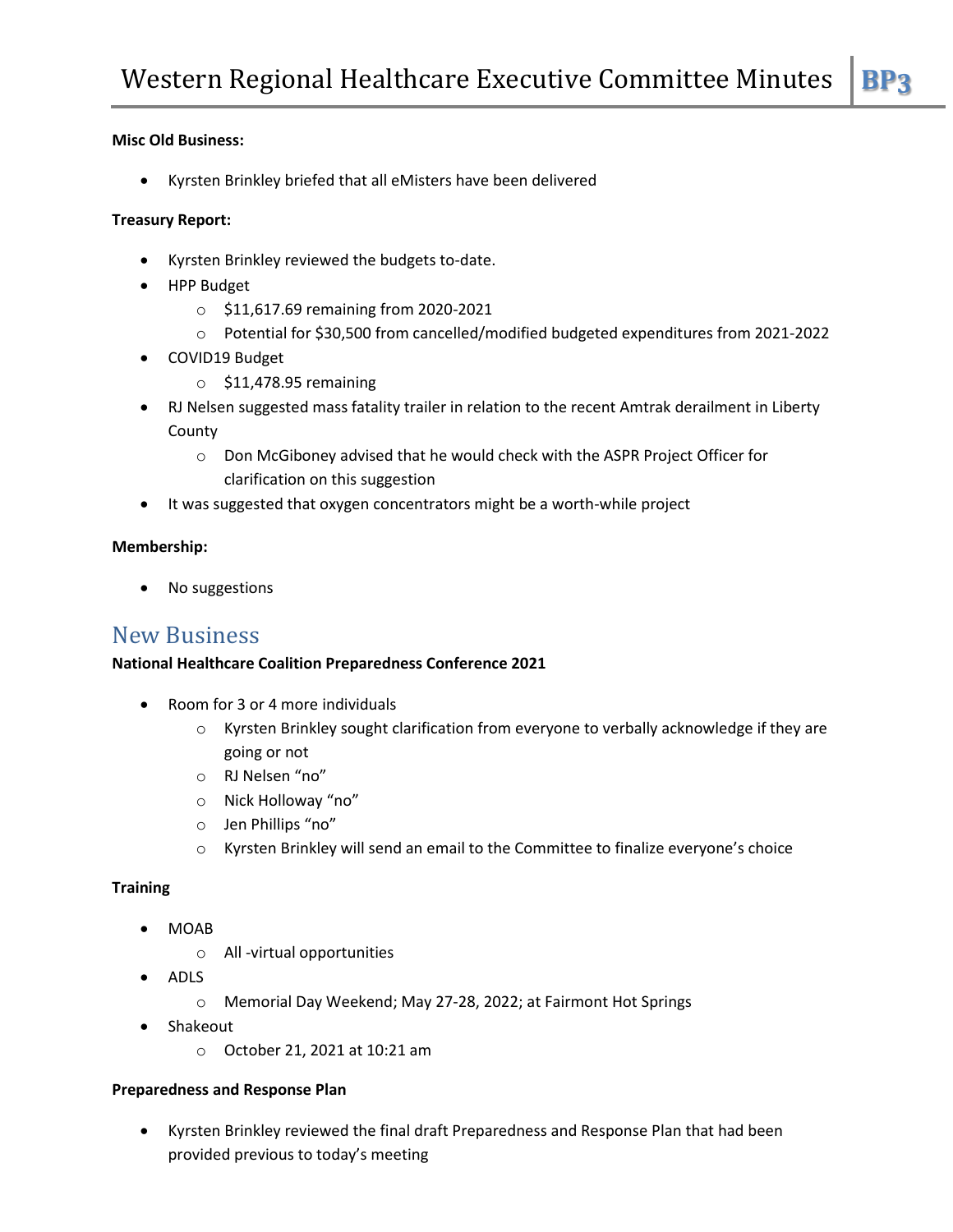**Misc Old Business:**

- Kyrsten Brinkley briefed that all eMisters have been delivered

**Treasury Report:**

- Kyrsten Brinkley reviewed the budgets to-date.
- HPP Budget
  - $11,617.69 remaining from 2020-2021
  - Potential for $30,500 from cancelled/modified budgeted expenditures from 2021-2022
- COVID19 Budget
  - $11,478.95 remaining
- RJ Nelsen suggested mass fatality trailer in relation to the recent Amtrak derailment in Liberty County
  - Don McGiboney advised that he would check with the ASPR Project Officer for clarification on this suggestion
- It was suggested that oxygen concentrators might be a worth-while project

**Membership:**

- No suggestions

## New Business

**National Healthcare Coalition Preparedness Conference 2021**

- Room for 3 or 4 more individuals
  - Kyrsten Brinkley sought clarification from everyone to verbally acknowledge if they are going or not
  - RJ Nelsen "no"
  - Nick Holloway "no"
  - Jen Phillips "no"
  - Kyrsten Brinkley will send an email to the Committee to finalize everyone's choice

**Training**

- MOAB
  - All -virtual opportunities
- ADLS
  - Memorial Day Weekend; May 27-28, 2022; at Fairmont Hot Springs
- Shakeout
  - October 21, 2021 at 10:21 am

**Preparedness and Response Plan**

- Kyrsten Brinkley reviewed the final draft Preparedness and Response Plan that had been provided previous to today's meeting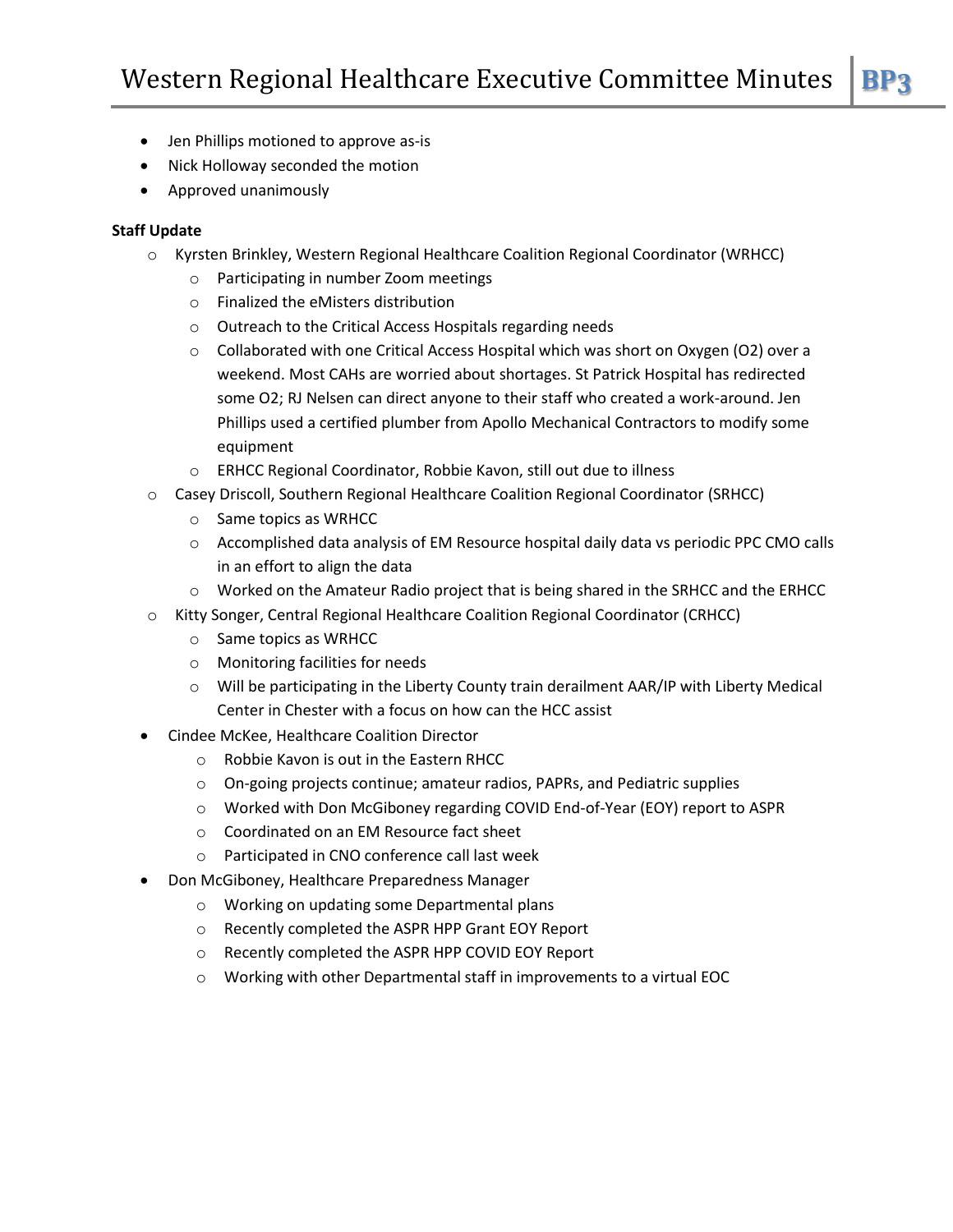- Jen Phillips motioned to approve as-is
- Nick Holloway seconded the motion
- Approved unanimously

**Staff Update**

- Kyrsten Brinkley, Western Regional Healthcare Coalition Regional Coordinator (WRHCC)
  - Participating in number Zoom meetings
  - Finalized the eMisters distribution
  - Outreach to the Critical Access Hospitals regarding needs
  - Collaborated with one Critical Access Hospital which was short on Oxygen (O2) over a weekend. Most CAHs are worried about shortages. St Patrick Hospital has redirected some O2; RJ Nelsen can direct anyone to their staff who created a work-around. Jen Phillips used a certified plumber from Apollo Mechanical Contractors to modify some equipment
  - ERHCC Regional Coordinator, Robbie Kavon, still out due to illness
- Casey Driscoll, Southern Regional Healthcare Coalition Regional Coordinator (SRHCC)
  - Same topics as WRHCC
  - Accomplished data analysis of EM Resource hospital daily data vs periodic PPC CMO calls in an effort to align the data
  - Worked on the Amateur Radio project that is being shared in the SRHCC and the ERHCC
- Kitty Songer, Central Regional Healthcare Coalition Regional Coordinator (CRHCC)
  - Same topics as WRHCC
  - Monitoring facilities for needs
  - Will be participating in the Liberty County train derailment AAR/IP with Liberty Medical Center in Chester with a focus on how can the HCC assist
- Cindee McKee, Healthcare Coalition Director
  - Robbie Kavon is out in the Eastern RHCC
  - On-going projects continue; amateur radios, PAPRs, and Pediatric supplies
  - Worked with Don McGiboney regarding COVID End-of-Year (EOY) report to ASPR
  - Coordinated on an EM Resource fact sheet
  - Participated in CNO conference call last week
- Don McGiboney, Healthcare Preparedness Manager
  - Working on updating some Departmental plans
  - Recently completed the ASPR HPP Grant EOY Report
  - Recently completed the ASPR HPP COVID EOY Report
  - Working with other Departmental staff in improvements to a virtual EOC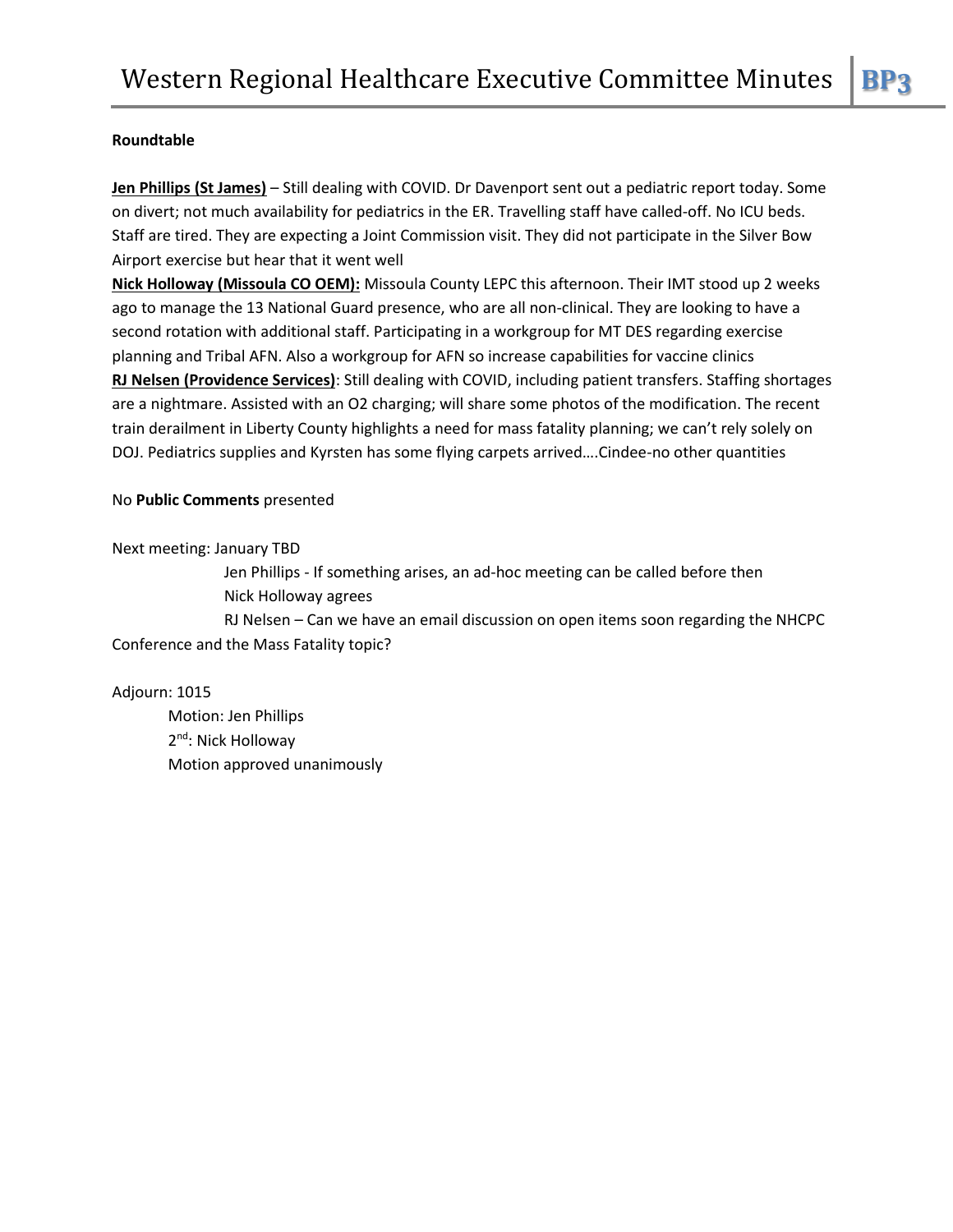**Roundtable**

**Jen Phillips (St James)** – Still dealing with COVID. Dr Davenport sent out a pediatric report today. Some on divert; not much availability for pediatrics in the ER. Travelling staff have called-off. No ICU beds. Staff are tired. They are expecting a Joint Commission visit. They did not participate in the Silver Bow Airport exercise but hear that it went well

**Nick Holloway (Missoula CO OEM):** Missoula County LEPC this afternoon. Their IMT stood up 2 weeks ago to manage the 13 National Guard presence, who are all non-clinical. They are looking to have a second rotation with additional staff. Participating in a workgroup for MT DES regarding exercise planning and Tribal AFN. Also a workgroup for AFN so increase capabilities for vaccine clinics

**RJ Nelsen (Providence Services)**: Still dealing with COVID, including patient transfers. Staffing shortages are a nightmare. Assisted with an O2 charging; will share some photos of the modification. The recent train derailment in Liberty County highlights a need for mass fatality planning; we can't rely solely on DOJ. Pediatrics supplies and Kyrsten has some flying carpets arrived….Cindee-no other quantities

No **Public Comments** presented

Next meeting: January TBD

Jen Phillips - If something arises, an ad-hoc meeting can be called before then

Nick Holloway agrees

RJ Nelsen – Can we have an email discussion on open items soon regarding the NHCPC Conference and the Mass Fatality topic?

Adjourn: 1015

Motion: Jen Phillips

2nd: Nick Holloway

Motion approved unanimously